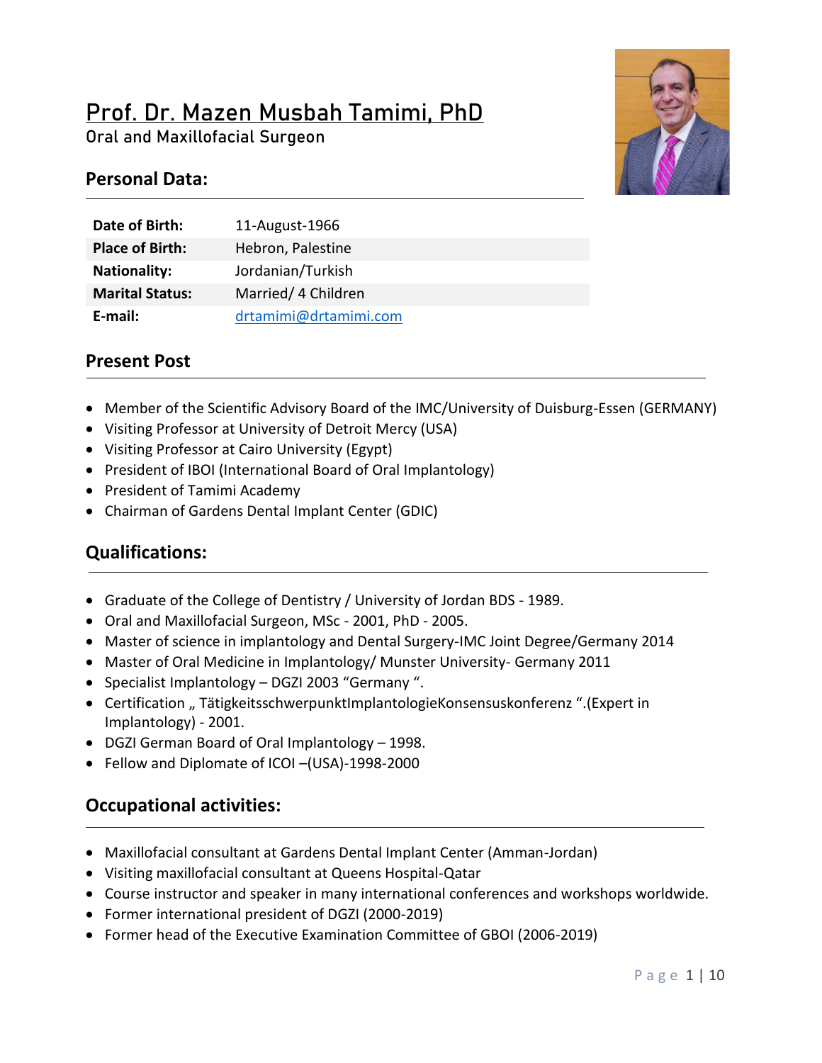# Prof. Dr. Mazen Musbah Tamimi, PhD

Oral and Maxillofacial Surgeon

## Personal Data:

| | |
|---|---|
| **Date of Birth:** | 11-August-1966 |
| **Place of Birth:** | Hebron, Palestine |
| **Nationality:** | Jordanian/Turkish |
| **Marital Status:** | Married/ 4 Children |
| **E-mail:** | drtamimi@drtamimi.com |

## Present Post

- Member of the Scientific Advisory Board of the IMC/University of Duisburg-Essen (GERMANY)
- Visiting Professor at University of Detroit Mercy (USA)
- Visiting Professor at Cairo University (Egypt)
- President of IBOI (International Board of Oral Implantology)
- President of Tamimi Academy
- Chairman of Gardens Dental Implant Center (GDIC)

## Qualifications:

- Graduate of the College of Dentistry / University of Jordan BDS - 1989.
- Oral and Maxillofacial Surgeon, MSc - 2001, PhD - 2005.
- Master of science in implantology and Dental Surgery-IMC Joint Degree/Germany 2014
- Master of Oral Medicine in Implantology/ Munster University- Germany 2011
- Specialist Implantology – DGZI 2003 "Germany ".
- Certification „ TätigkeitsschwerpunktImplantologieKonsensuskonferenz ".(Expert in Implantology) - 2001.
- DGZI German Board of Oral Implantology – 1998.
- Fellow and Diplomate of ICOI –(USA)-1998-2000

## Occupational activities:

- Maxillofacial consultant at Gardens Dental Implant Center (Amman-Jordan)
- Visiting maxillofacial consultant at Queens Hospital-Qatar
- Course instructor and speaker in many international conferences and workshops worldwide.
- Former international president of DGZI (2000-2019)
- Former head of the Executive Examination Committee of GBOI (2006-2019)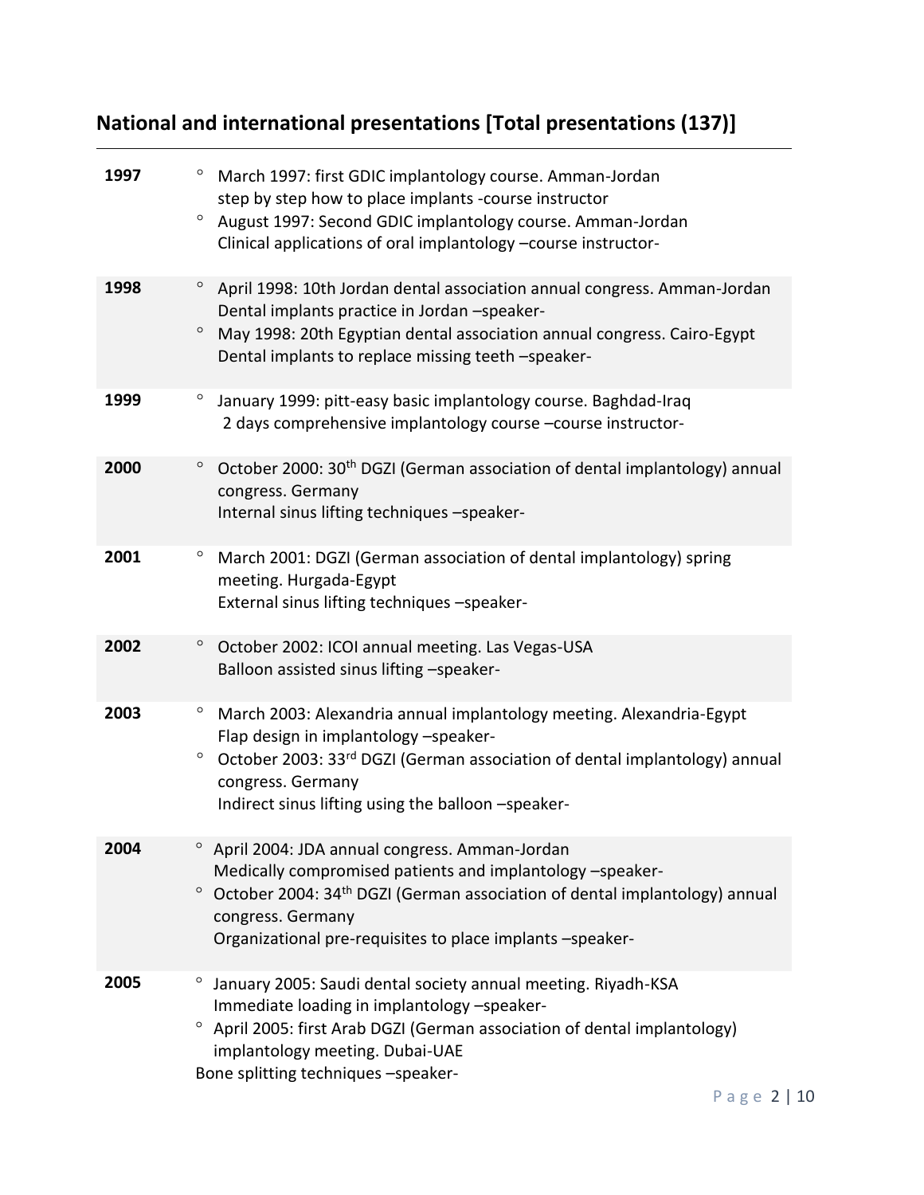## National and international presentations [Total presentations (137)]

| | |
|---|---|
| **1997** | ° March 1997: first GDIC implantology course. Amman-Jordan<br>step by step how to place implants -course instructor<br>° August 1997: Second GDIC implantology course. Amman-Jordan<br>Clinical applications of oral implantology –course instructor- |
| **1998** | ° April 1998: 10th Jordan dental association annual congress. Amman-Jordan<br>Dental implants practice in Jordan –speaker-<br>° May 1998: 20th Egyptian dental association annual congress. Cairo-Egypt<br>Dental implants to replace missing teeth –speaker- |
| **1999** | ° January 1999: pitt-easy basic implantology course. Baghdad-Iraq<br>2 days comprehensive implantology course –course instructor- |
| **2000** | ° October 2000: 30th DGZI (German association of dental implantology) annual congress. Germany<br>Internal sinus lifting techniques –speaker- |
| **2001** | ° March 2001: DGZI (German association of dental implantology) spring meeting. Hurgada-Egypt<br>External sinus lifting techniques –speaker- |
| **2002** | ° October 2002: ICOI annual meeting. Las Vegas-USA<br>Balloon assisted sinus lifting –speaker- |
| **2003** | ° March 2003: Alexandria annual implantology meeting. Alexandria-Egypt<br>Flap design in implantology –speaker-<br>° October 2003: 33rd DGZI (German association of dental implantology) annual congress. Germany<br>Indirect sinus lifting using the balloon –speaker- |
| **2004** | ° April 2004: JDA annual congress. Amman-Jordan<br>Medically compromised patients and implantology –speaker-<br>° October 2004: 34th DGZI (German association of dental implantology) annual congress. Germany<br>Organizational pre-requisites to place implants –speaker- |
| **2005** | ° January 2005: Saudi dental society annual meeting. Riyadh-KSA<br>Immediate loading in implantology –speaker-<br>° April 2005: first Arab DGZI (German association of dental implantology) implantology meeting. Dubai-UAE<br>Bone splitting techniques –speaker- |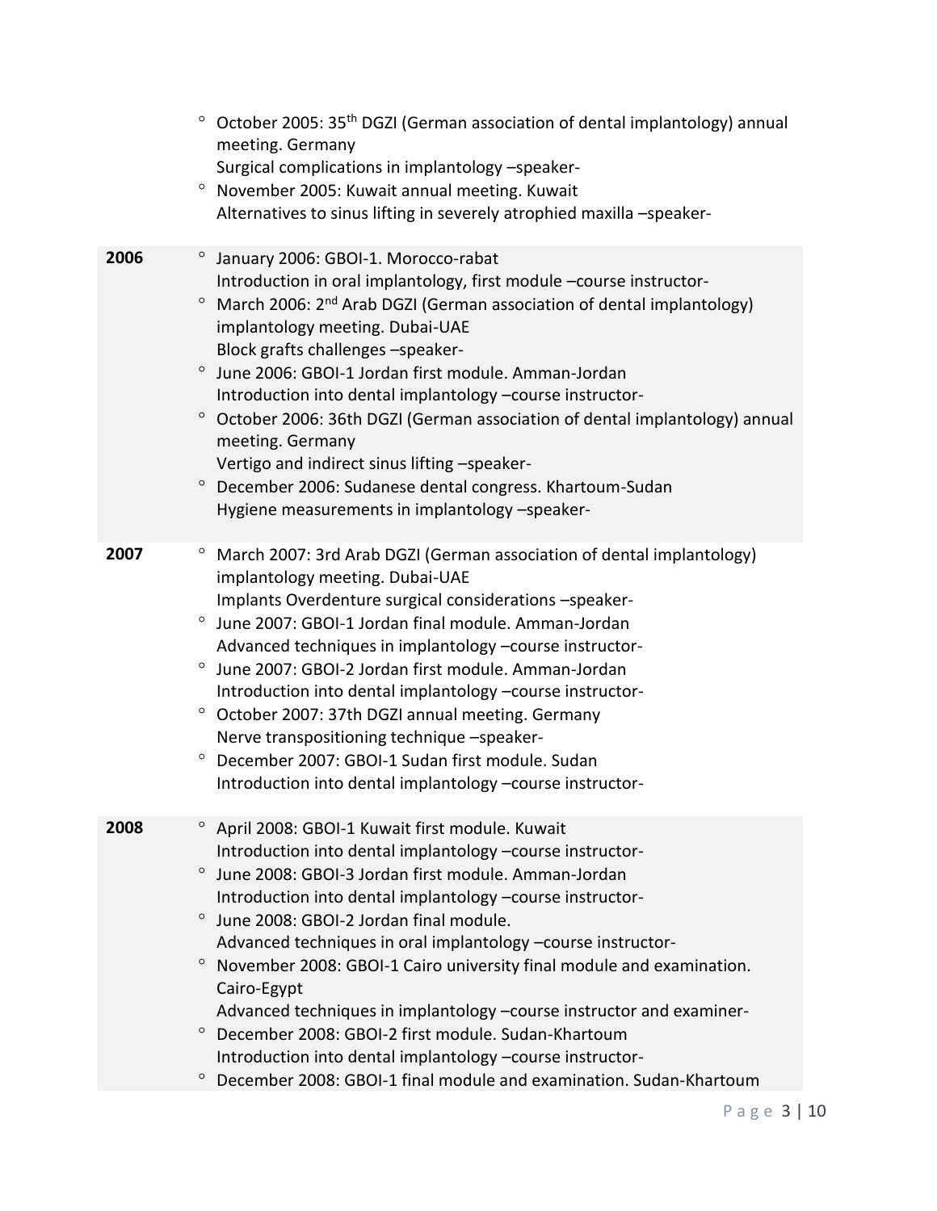- October 2005: 35th DGZI (German association of dental implantology) annual meeting. Germany
  Surgical complications in implantology –speaker-
- November 2005: Kuwait annual meeting. Kuwait
  Alternatives to sinus lifting in severely atrophied maxilla –speaker-

**2006**

- January 2006: GBOI-1. Morocco-rabat
  Introduction in oral implantology, first module –course instructor-
- March 2006: 2nd Arab DGZI (German association of dental implantology) implantology meeting. Dubai-UAE
  Block grafts challenges –speaker-
- June 2006: GBOI-1 Jordan first module. Amman-Jordan
  Introduction into dental implantology –course instructor-
- October 2006: 36th DGZI (German association of dental implantology) annual meeting. Germany
  Vertigo and indirect sinus lifting –speaker-
- December 2006: Sudanese dental congress. Khartoum-Sudan
  Hygiene measurements in implantology –speaker-

**2007**

- March 2007: 3rd Arab DGZI (German association of dental implantology) implantology meeting. Dubai-UAE
  Implants Overdenture surgical considerations –speaker-
- June 2007: GBOI-1 Jordan final module. Amman-Jordan
  Advanced techniques in implantology –course instructor-
- June 2007: GBOI-2 Jordan first module. Amman-Jordan
  Introduction into dental implantology –course instructor-
- October 2007: 37th DGZI annual meeting. Germany
  Nerve transpositioning technique –speaker-
- December 2007: GBOI-1 Sudan first module. Sudan
  Introduction into dental implantology –course instructor-

**2008**

- April 2008: GBOI-1 Kuwait first module. Kuwait
  Introduction into dental implantology –course instructor-
- June 2008: GBOI-3 Jordan first module. Amman-Jordan
  Introduction into dental implantology –course instructor-
- June 2008: GBOI-2 Jordan final module.
  Advanced techniques in oral implantology –course instructor-
- November 2008: GBOI-1 Cairo university final module and examination. Cairo-Egypt
  Advanced techniques in implantology –course instructor and examiner-
- December 2008: GBOI-2 first module. Sudan-Khartoum
  Introduction into dental implantology –course instructor-
- December 2008: GBOI-1 final module and examination. Sudan-Khartoum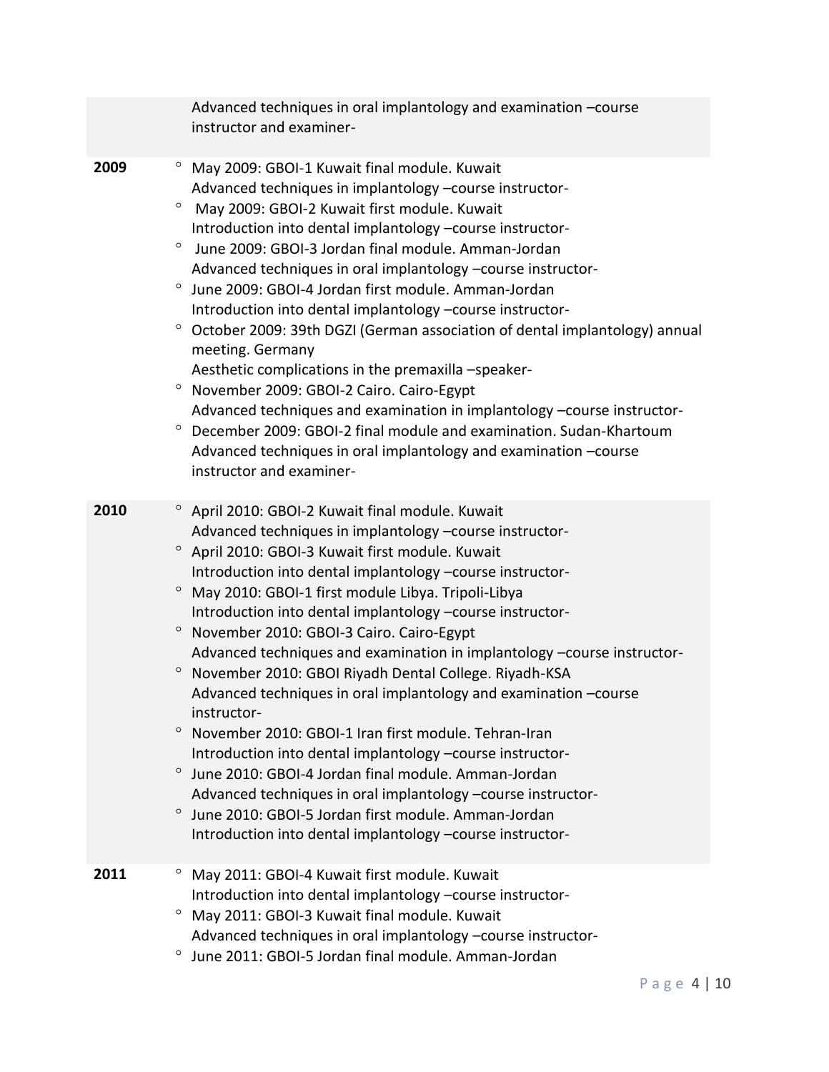Advanced techniques in oral implantology and examination –course instructor and examiner-

**2009**

- May 2009: GBOI-1 Kuwait final module. Kuwait  
  Advanced techniques in implantology –course instructor-
- May 2009: GBOI-2 Kuwait first module. Kuwait  
  Introduction into dental implantology –course instructor-
- June 2009: GBOI-3 Jordan final module. Amman-Jordan  
  Advanced techniques in oral implantology –course instructor-
- June 2009: GBOI-4 Jordan first module. Amman-Jordan  
  Introduction into dental implantology –course instructor-
- October 2009: 39th DGZI (German association of dental implantology) annual meeting. Germany  
  Aesthetic complications in the premaxilla –speaker-
- November 2009: GBOI-2 Cairo. Cairo-Egypt  
  Advanced techniques and examination in implantology –course instructor-
- December 2009: GBOI-2 final module and examination. Sudan-Khartoum  
  Advanced techniques in oral implantology and examination –course instructor and examiner-

**2010**

- April 2010: GBOI-2 Kuwait final module. Kuwait  
  Advanced techniques in implantology –course instructor-
- April 2010: GBOI-3 Kuwait first module. Kuwait  
  Introduction into dental implantology –course instructor-
- May 2010: GBOI-1 first module Libya. Tripoli-Libya  
  Introduction into dental implantology –course instructor-
- November 2010: GBOI-3 Cairo. Cairo-Egypt  
  Advanced techniques and examination in implantology –course instructor-
- November 2010: GBOI Riyadh Dental College. Riyadh-KSA  
  Advanced techniques in oral implantology and examination –course instructor-
- November 2010: GBOI-1 Iran first module. Tehran-Iran  
  Introduction into dental implantology –course instructor-
- June 2010: GBOI-4 Jordan final module. Amman-Jordan  
  Advanced techniques in oral implantology –course instructor-
- June 2010: GBOI-5 Jordan first module. Amman-Jordan  
  Introduction into dental implantology –course instructor-

**2011**

- May 2011: GBOI-4 Kuwait first module. Kuwait  
  Introduction into dental implantology –course instructor-
- May 2011: GBOI-3 Kuwait final module. Kuwait  
  Advanced techniques in oral implantology –course instructor-
- June 2011: GBOI-5 Jordan final module. Amman-Jordan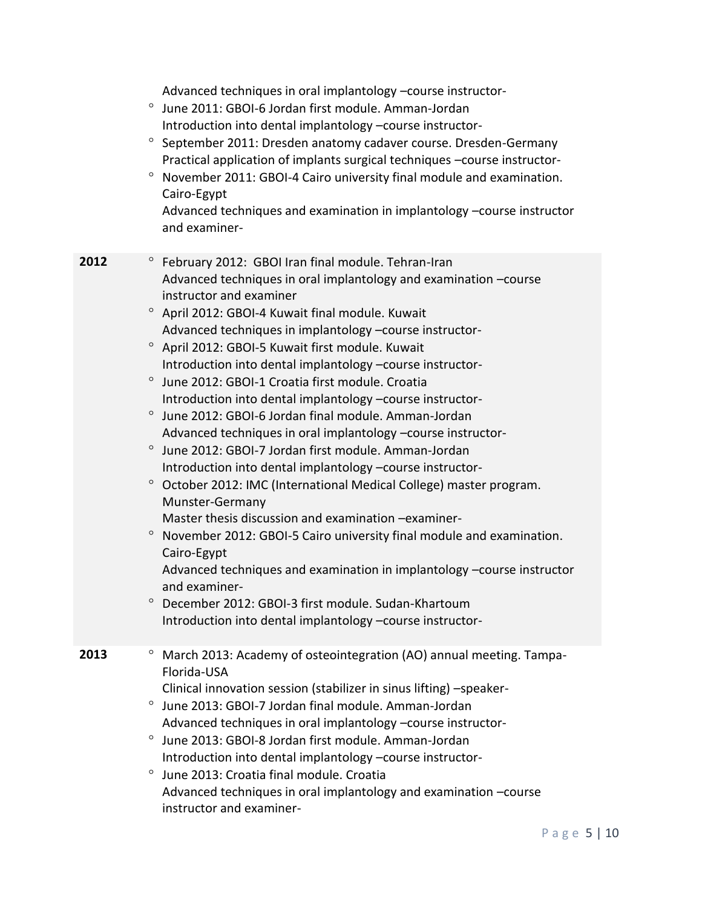Advanced techniques in oral implantology –course instructor-

- June 2011: GBOI-6 Jordan first module. Amman-Jordan  
  Introduction into dental implantology –course instructor-
- September 2011: Dresden anatomy cadaver course. Dresden-Germany  
  Practical application of implants surgical techniques –course instructor-
- November 2011: GBOI-4 Cairo university final module and examination. Cairo-Egypt  
  Advanced techniques and examination in implantology –course instructor and examiner-

**2012**

- February 2012: GBOI Iran final module. Tehran-Iran  
  Advanced techniques in oral implantology and examination –course instructor and examiner
- April 2012: GBOI-4 Kuwait final module. Kuwait  
  Advanced techniques in implantology –course instructor-
- April 2012: GBOI-5 Kuwait first module. Kuwait  
  Introduction into dental implantology –course instructor-
- June 2012: GBOI-1 Croatia first module. Croatia  
  Introduction into dental implantology –course instructor-
- June 2012: GBOI-6 Jordan final module. Amman-Jordan  
  Advanced techniques in oral implantology –course instructor-
- June 2012: GBOI-7 Jordan first module. Amman-Jordan  
  Introduction into dental implantology –course instructor-
- October 2012: IMC (International Medical College) master program. Munster-Germany  
  Master thesis discussion and examination –examiner-
- November 2012: GBOI-5 Cairo university final module and examination. Cairo-Egypt  
  Advanced techniques and examination in implantology –course instructor and examiner-
- December 2012: GBOI-3 first module. Sudan-Khartoum  
  Introduction into dental implantology –course instructor-

**2013**

- March 2013: Academy of osteointegration (AO) annual meeting. Tampa-Florida-USA  
  Clinical innovation session (stabilizer in sinus lifting) –speaker-
- June 2013: GBOI-7 Jordan final module. Amman-Jordan  
  Advanced techniques in oral implantology –course instructor-
- June 2013: GBOI-8 Jordan first module. Amman-Jordan  
  Introduction into dental implantology –course instructor-
- June 2013: Croatia final module. Croatia  
  Advanced techniques in oral implantology and examination –course instructor and examiner-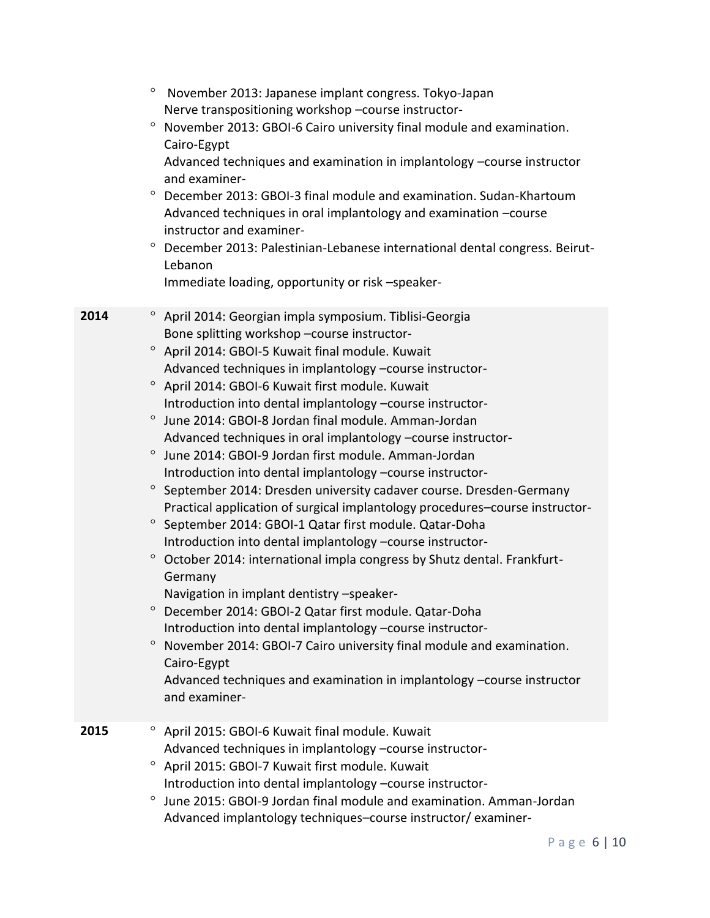- November 2013: Japanese implant congress. Tokyo-Japan
  Nerve transpositioning workshop –course instructor-
- November 2013: GBOI-6 Cairo university final module and examination. Cairo-Egypt
  Advanced techniques and examination in implantology –course instructor and examiner-
- December 2013: GBOI-3 final module and examination. Sudan-Khartoum
  Advanced techniques in oral implantology and examination –course instructor and examiner-
- December 2013: Palestinian-Lebanese international dental congress. Beirut-Lebanon
  Immediate loading, opportunity or risk –speaker-

**2014**

- April 2014: Georgian impla symposium. Tiblisi-Georgia
  Bone splitting workshop –course instructor-
- April 2014: GBOI-5 Kuwait final module. Kuwait
  Advanced techniques in implantology –course instructor-
- April 2014: GBOI-6 Kuwait first module. Kuwait
  Introduction into dental implantology –course instructor-
- June 2014: GBOI-8 Jordan final module. Amman-Jordan
  Advanced techniques in oral implantology –course instructor-
- June 2014: GBOI-9 Jordan first module. Amman-Jordan
  Introduction into dental implantology –course instructor-
- September 2014: Dresden university cadaver course. Dresden-Germany
  Practical application of surgical implantology procedures–course instructor-
- September 2014: GBOI-1 Qatar first module. Qatar-Doha
  Introduction into dental implantology –course instructor-
- October 2014: international impla congress by Shutz dental. Frankfurt-Germany
  Navigation in implant dentistry –speaker-
- December 2014: GBOI-2 Qatar first module. Qatar-Doha
  Introduction into dental implantology –course instructor-
- November 2014: GBOI-7 Cairo university final module and examination. Cairo-Egypt
  Advanced techniques and examination in implantology –course instructor and examiner-

**2015**

- April 2015: GBOI-6 Kuwait final module. Kuwait
  Advanced techniques in implantology –course instructor-
- April 2015: GBOI-7 Kuwait first module. Kuwait
  Introduction into dental implantology –course instructor-
- June 2015: GBOI-9 Jordan final module and examination. Amman-Jordan
  Advanced implantology techniques–course instructor/ examiner-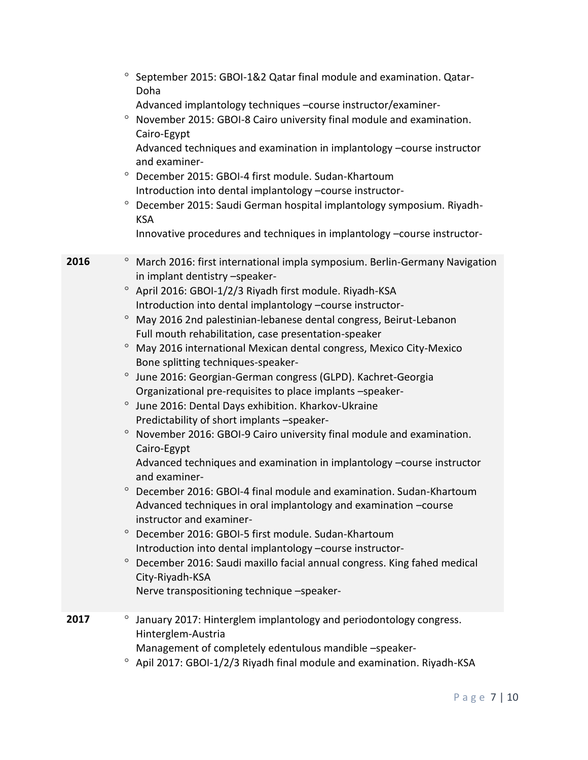- September 2015: GBOI-1&2 Qatar final module and examination. Qatar-Doha
  Advanced implantology techniques –course instructor/examiner-
- November 2015: GBOI-8 Cairo university final module and examination. Cairo-Egypt
  Advanced techniques and examination in implantology –course instructor and examiner-
- December 2015: GBOI-4 first module. Sudan-Khartoum
  Introduction into dental implantology –course instructor-
- December 2015: Saudi German hospital implantology symposium. Riyadh-KSA
  Innovative procedures and techniques in implantology –course instructor-

**2016**

- March 2016: first international impla symposium. Berlin-Germany Navigation in implant dentistry –speaker-
- April 2016: GBOI-1/2/3 Riyadh first module. Riyadh-KSA
  Introduction into dental implantology –course instructor-
- May 2016 2nd palestinian-lebanese dental congress, Beirut-Lebanon
  Full mouth rehabilitation, case presentation-speaker
- May 2016 international Mexican dental congress, Mexico City-Mexico
  Bone splitting techniques-speaker-
- June 2016: Georgian-German congress (GLPD). Kachret-Georgia
  Organizational pre-requisites to place implants –speaker-
- June 2016: Dental Days exhibition. Kharkov-Ukraine
  Predictability of short implants –speaker-
- November 2016: GBOI-9 Cairo university final module and examination. Cairo-Egypt
  Advanced techniques and examination in implantology –course instructor and examiner-
- December 2016: GBOI-4 final module and examination. Sudan-Khartoum
  Advanced techniques in oral implantology and examination –course instructor and examiner-
- December 2016: GBOI-5 first module. Sudan-Khartoum
  Introduction into dental implantology –course instructor-
- December 2016: Saudi maxillo facial annual congress. King fahed medical City-Riyadh-KSA
  Nerve transpositioning technique –speaker-

**2017**

- January 2017: Hinterglem implantology and periodontology congress. Hinterglem-Austria
  Management of completely edentulous mandible –speaker-
- Apil 2017: GBOI-1/2/3 Riyadh final module and examination. Riyadh-KSA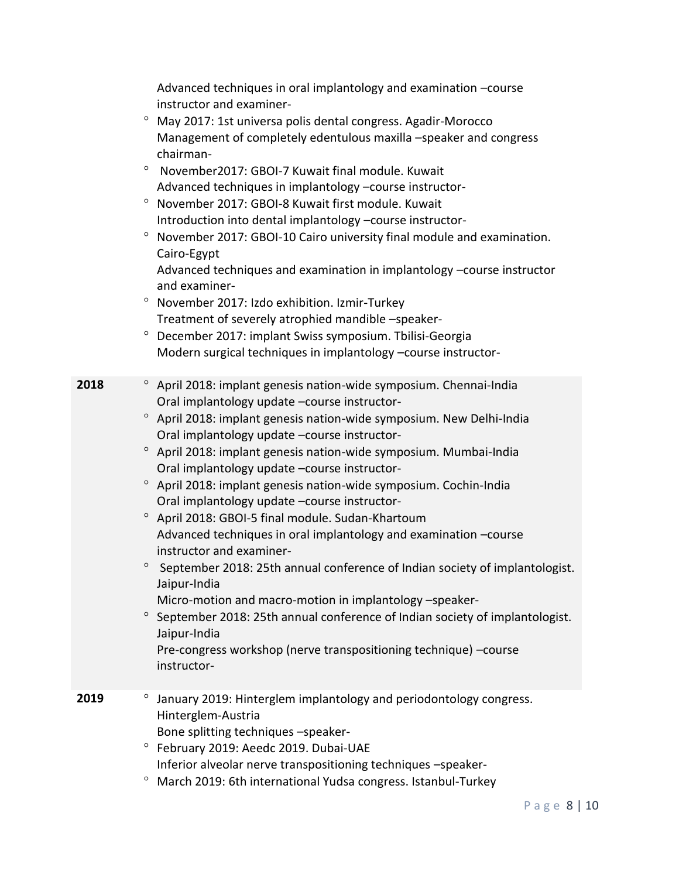Advanced techniques in oral implantology and examination –course instructor and examiner-

- May 2017: 1st universa polis dental congress. Agadir-Morocco
  Management of completely edentulous maxilla –speaker and congress chairman-
- November2017: GBOI-7 Kuwait final module. Kuwait
  Advanced techniques in implantology –course instructor-
- November 2017: GBOI-8 Kuwait first module. Kuwait
  Introduction into dental implantology –course instructor-
- November 2017: GBOI-10 Cairo university final module and examination. Cairo-Egypt
  Advanced techniques and examination in implantology –course instructor and examiner-
- November 2017: Izdo exhibition. Izmir-Turkey
  Treatment of severely atrophied mandible –speaker-
- December 2017: implant Swiss symposium. Tbilisi-Georgia
  Modern surgical techniques in implantology –course instructor-

**2018**

- April 2018: implant genesis nation-wide symposium. Chennai-India
  Oral implantology update –course instructor-
- April 2018: implant genesis nation-wide symposium. New Delhi-India
  Oral implantology update –course instructor-
- April 2018: implant genesis nation-wide symposium. Mumbai-India
  Oral implantology update –course instructor-
- April 2018: implant genesis nation-wide symposium. Cochin-India
  Oral implantology update –course instructor-
- April 2018: GBOI-5 final module. Sudan-Khartoum
  Advanced techniques in oral implantology and examination –course instructor and examiner-
- September 2018: 25th annual conference of Indian society of implantologist. Jaipur-India
  Micro-motion and macro-motion in implantology –speaker-
- September 2018: 25th annual conference of Indian society of implantologist. Jaipur-India
  Pre-congress workshop (nerve transpositioning technique) –course instructor-

**2019**

- January 2019: Hinterglem implantology and periodontology congress. Hinterglem-Austria
  Bone splitting techniques –speaker-
- February 2019: Aeedc 2019. Dubai-UAE
  Inferior alveolar nerve transpositioning techniques –speaker-
- March 2019: 6th international Yudsa congress. Istanbul-Turkey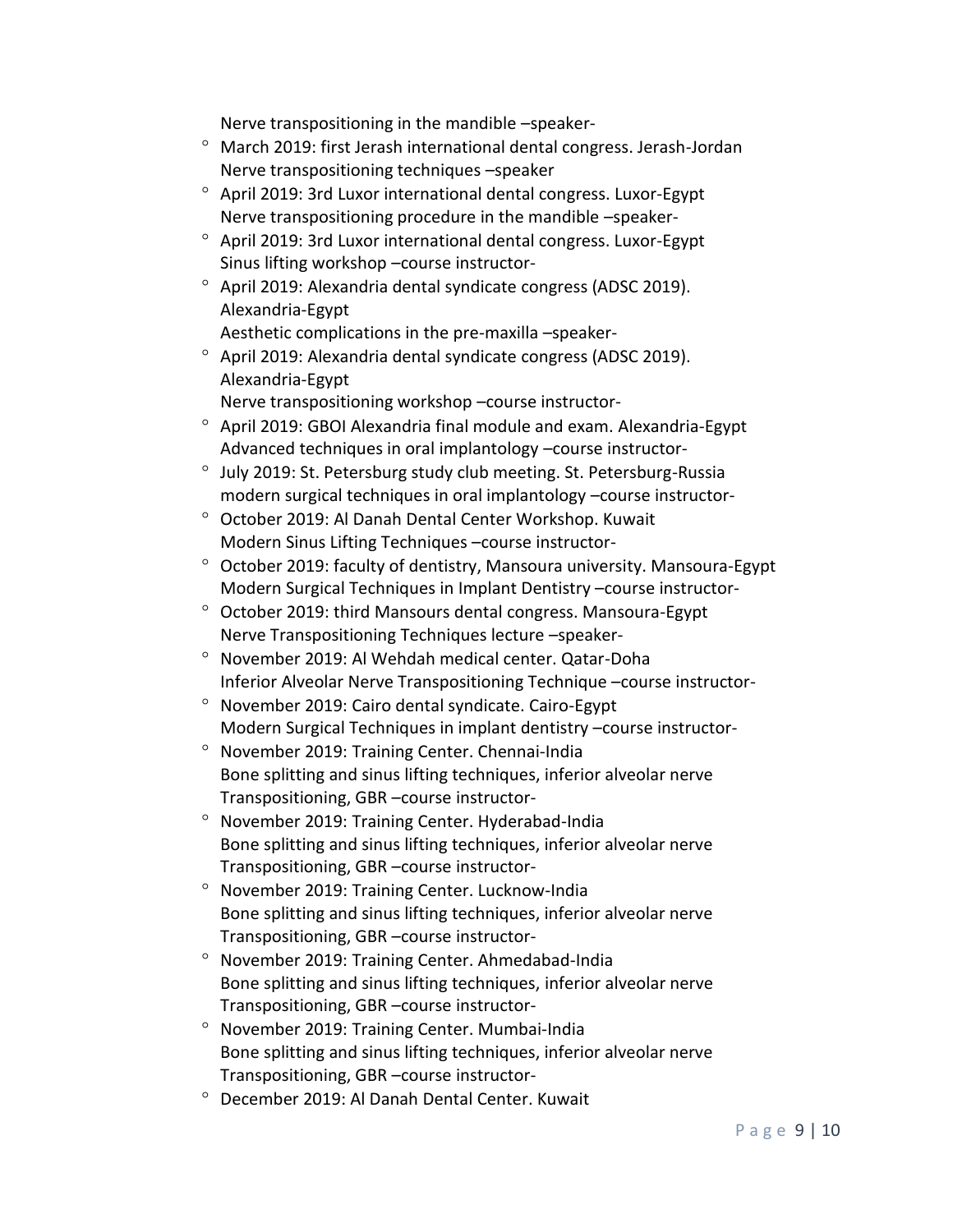Nerve transpositioning in the mandible –speaker-

- March 2019: first Jerash international dental congress. Jerash-Jordan
  Nerve transpositioning techniques –speaker
- April 2019: 3rd Luxor international dental congress. Luxor-Egypt
  Nerve transpositioning procedure in the mandible –speaker-
- April 2019: 3rd Luxor international dental congress. Luxor-Egypt
  Sinus lifting workshop –course instructor-
- April 2019: Alexandria dental syndicate congress (ADSC 2019). Alexandria-Egypt
  Aesthetic complications in the pre-maxilla –speaker-
- April 2019: Alexandria dental syndicate congress (ADSC 2019). Alexandria-Egypt
  Nerve transpositioning workshop –course instructor-
- April 2019: GBOI Alexandria final module and exam. Alexandria-Egypt
  Advanced techniques in oral implantology –course instructor-
- July 2019: St. Petersburg study club meeting. St. Petersburg-Russia
  modern surgical techniques in oral implantology –course instructor-
- October 2019: Al Danah Dental Center Workshop. Kuwait
  Modern Sinus Lifting Techniques –course instructor-
- October 2019: faculty of dentistry, Mansoura university. Mansoura-Egypt
  Modern Surgical Techniques in Implant Dentistry –course instructor-
- October 2019: third Mansours dental congress. Mansoura-Egypt
  Nerve Transpositioning Techniques lecture –speaker-
- November 2019: Al Wehdah medical center. Qatar-Doha
  Inferior Alveolar Nerve Transpositioning Technique –course instructor-
- November 2019: Cairo dental syndicate. Cairo-Egypt
  Modern Surgical Techniques in implant dentistry –course instructor-
- November 2019: Training Center. Chennai-India
  Bone splitting and sinus lifting techniques, inferior alveolar nerve Transpositioning, GBR –course instructor-
- November 2019: Training Center. Hyderabad-India
  Bone splitting and sinus lifting techniques, inferior alveolar nerve Transpositioning, GBR –course instructor-
- November 2019: Training Center. Lucknow-India
  Bone splitting and sinus lifting techniques, inferior alveolar nerve Transpositioning, GBR –course instructor-
- November 2019: Training Center. Ahmedabad-India
  Bone splitting and sinus lifting techniques, inferior alveolar nerve Transpositioning, GBR –course instructor-
- November 2019: Training Center. Mumbai-India
  Bone splitting and sinus lifting techniques, inferior alveolar nerve Transpositioning, GBR –course instructor-
- December 2019: Al Danah Dental Center. Kuwait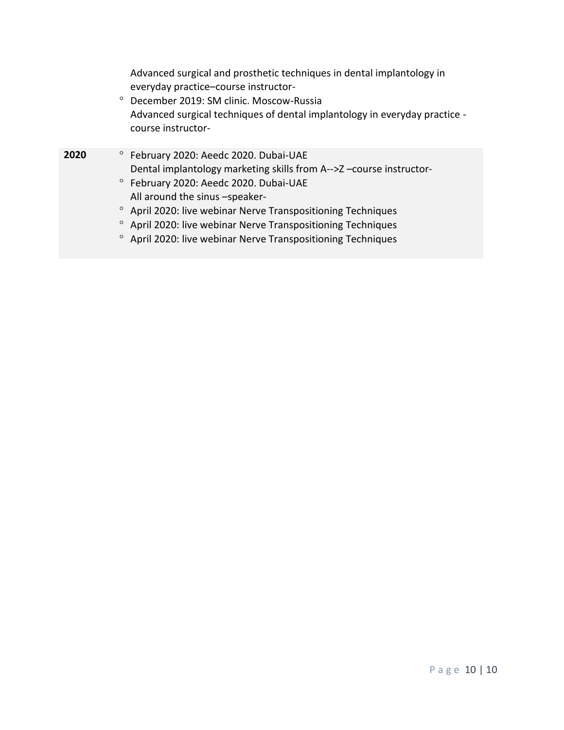Advanced surgical and prosthetic techniques in dental implantology in everyday practice–course instructor-

- December 2019: SM clinic. Moscow-Russia
  Advanced surgical techniques of dental implantology in everyday practice -course instructor-

**2020**

- February 2020: Aeedc 2020. Dubai-UAE
  Dental implantology marketing skills from A-->Z –course instructor-
- February 2020: Aeedc 2020. Dubai-UAE
  All around the sinus –speaker-
- April 2020: live webinar Nerve Transpositioning Techniques
- April 2020: live webinar Nerve Transpositioning Techniques
- April 2020: live webinar Nerve Transpositioning Techniques